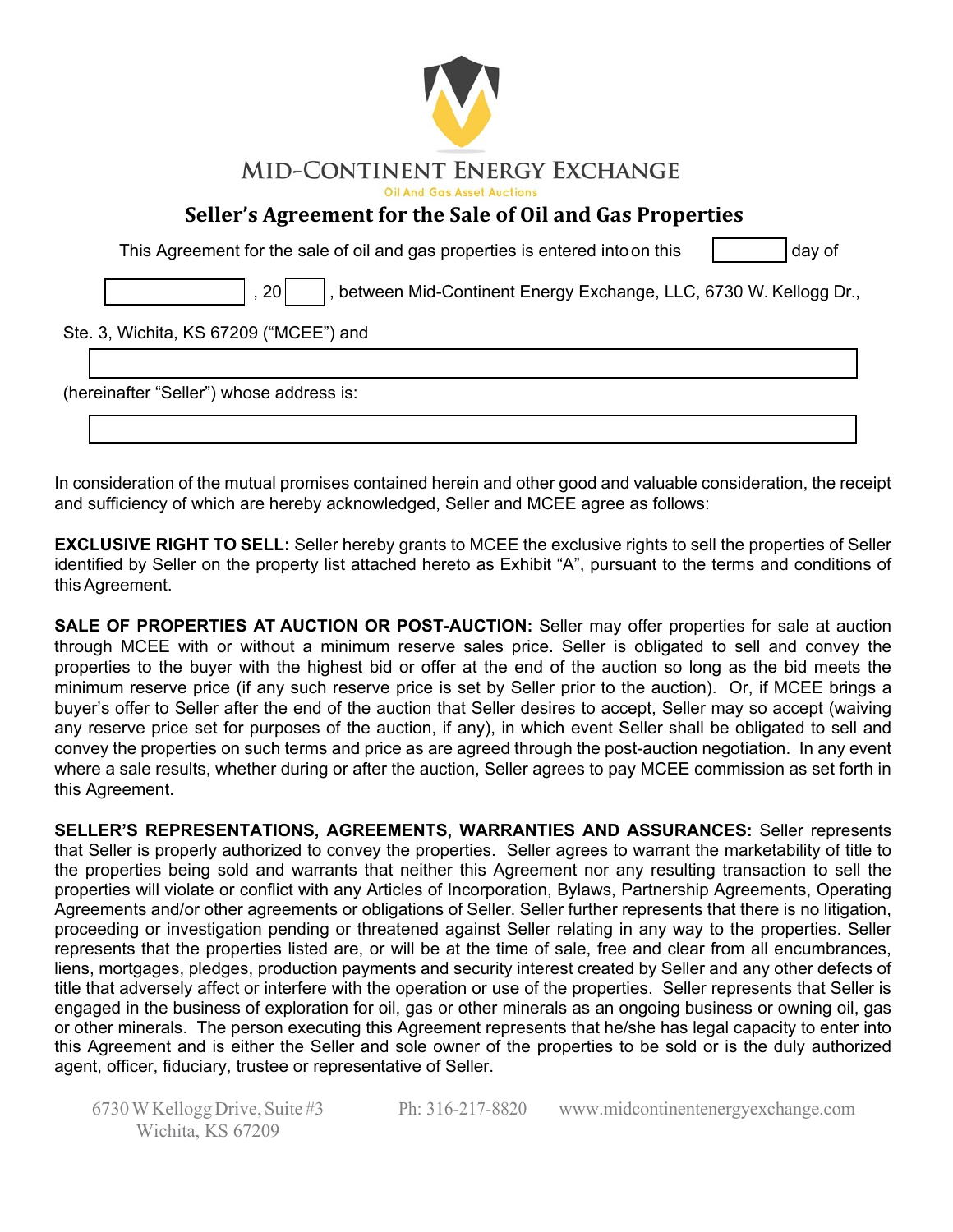# MID-CONTINENT ENERGY EXCHANGE

Oil And Gas Asset Auctions

## Seller's Agreement for the Sale of Oil and Gas Properties

This Agreement for the sale of oil and gas properties is entered into on this ________ day of ____________, 20____, between Mid-Continent Energy Exchange, LLC, 6730 W. Kellogg Dr., Ste. 3, Wichita, KS 67209 ("MCEE") and

______________________________________________

(hereinafter "Seller") whose address is:

______________________________________________

In consideration of the mutual promises contained herein and other good and valuable consideration, the receipt and sufficiency of which are hereby acknowledged, Seller and MCEE agree as follows:

**EXCLUSIVE RIGHT TO SELL:** Seller hereby grants to MCEE the exclusive rights to sell the properties of Seller identified by Seller on the property list attached hereto as Exhibit "A", pursuant to the terms and conditions of this Agreement.

**SALE OF PROPERTIES AT AUCTION OR POST-AUCTION:** Seller may offer properties for sale at auction through MCEE with or without a minimum reserve sales price. Seller is obligated to sell and convey the properties to the buyer with the highest bid or offer at the end of the auction so long as the bid meets the minimum reserve price (if any such reserve price is set by Seller prior to the auction). Or, if MCEE brings a buyer's offer to Seller after the end of the auction that Seller desires to accept, Seller may so accept (waiving any reserve price set for purposes of the auction, if any), in which event Seller shall be obligated to sell and convey the properties on such terms and price as are agreed through the post-auction negotiation. In any event where a sale results, whether during or after the auction, Seller agrees to pay MCEE commission as set forth in this Agreement.

**SELLER'S REPRESENTATIONS, AGREEMENTS, WARRANTIES AND ASSURANCES:** Seller represents that Seller is properly authorized to convey the properties. Seller agrees to warrant the marketability of title to the properties being sold and warrants that neither this Agreement nor any resulting transaction to sell the properties will violate or conflict with any Articles of Incorporation, Bylaws, Partnership Agreements, Operating Agreements and/or other agreements or obligations of Seller. Seller further represents that there is no litigation, proceeding or investigation pending or threatened against Seller relating in any way to the properties. Seller represents that the properties listed are, or will be at the time of sale, free and clear from all encumbrances, liens, mortgages, pledges, production payments and security interest created by Seller and any other defects of title that adversely affect or interfere with the operation or use of the properties. Seller represents that Seller is engaged in the business of exploration for oil, gas or other minerals as an ongoing business or owning oil, gas or other minerals. The person executing this Agreement represents that he/she has legal capacity to enter into this Agreement and is either the Seller and sole owner of the properties to be sold or is the duly authorized agent, officer, fiduciary, trustee or representative of Seller.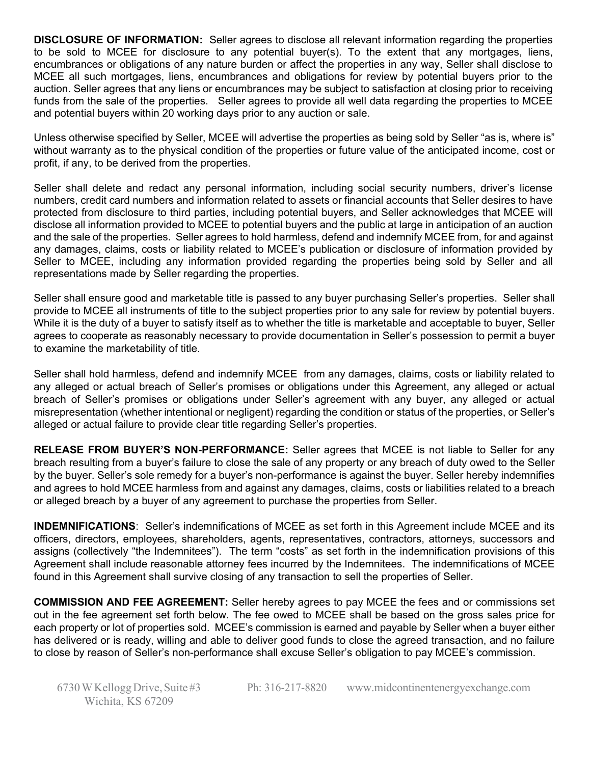**DISCLOSURE OF INFORMATION:** Seller agrees to disclose all relevant information regarding the properties to be sold to MCEE for disclosure to any potential buyer(s). To the extent that any mortgages, liens, encumbrances or obligations of any nature burden or affect the properties in any way, Seller shall disclose to MCEE all such mortgages, liens, encumbrances and obligations for review by potential buyers prior to the auction. Seller agrees that any liens or encumbrances may be subject to satisfaction at closing prior to receiving funds from the sale of the properties. Seller agrees to provide all well data regarding the properties to MCEE and potential buyers within 20 working days prior to any auction or sale.

Unless otherwise specified by Seller, MCEE will advertise the properties as being sold by Seller "as is, where is" without warranty as to the physical condition of the properties or future value of the anticipated income, cost or profit, if any, to be derived from the properties.

Seller shall delete and redact any personal information, including social security numbers, driver's license numbers, credit card numbers and information related to assets or financial accounts that Seller desires to have protected from disclosure to third parties, including potential buyers, and Seller acknowledges that MCEE will disclose all information provided to MCEE to potential buyers and the public at large in anticipation of an auction and the sale of the properties. Seller agrees to hold harmless, defend and indemnify MCEE from, for and against any damages, claims, costs or liability related to MCEE's publication or disclosure of information provided by Seller to MCEE, including any information provided regarding the properties being sold by Seller and all representations made by Seller regarding the properties.

Seller shall ensure good and marketable title is passed to any buyer purchasing Seller's properties. Seller shall provide to MCEE all instruments of title to the subject properties prior to any sale for review by potential buyers. While it is the duty of a buyer to satisfy itself as to whether the title is marketable and acceptable to buyer, Seller agrees to cooperate as reasonably necessary to provide documentation in Seller's possession to permit a buyer to examine the marketability of title.

Seller shall hold harmless, defend and indemnify MCEE from any damages, claims, costs or liability related to any alleged or actual breach of Seller's promises or obligations under this Agreement, any alleged or actual breach of Seller's promises or obligations under Seller's agreement with any buyer, any alleged or actual misrepresentation (whether intentional or negligent) regarding the condition or status of the properties, or Seller's alleged or actual failure to provide clear title regarding Seller's properties.

**RELEASE FROM BUYER'S NON-PERFORMANCE:** Seller agrees that MCEE is not liable to Seller for any breach resulting from a buyer's failure to close the sale of any property or any breach of duty owed to the Seller by the buyer. Seller's sole remedy for a buyer's non-performance is against the buyer. Seller hereby indemnifies and agrees to hold MCEE harmless from and against any damages, claims, costs or liabilities related to a breach or alleged breach by a buyer of any agreement to purchase the properties from Seller.

**INDEMNIFICATIONS**: Seller's indemnifications of MCEE as set forth in this Agreement include MCEE and its officers, directors, employees, shareholders, agents, representatives, contractors, attorneys, successors and assigns (collectively "the Indemnitees"). The term "costs" as set forth in the indemnification provisions of this Agreement shall include reasonable attorney fees incurred by the Indemnitees. The indemnifications of MCEE found in this Agreement shall survive closing of any transaction to sell the properties of Seller.

**COMMISSION AND FEE AGREEMENT:** Seller hereby agrees to pay MCEE the fees and or commissions set out in the fee agreement set forth below. The fee owed to MCEE shall be based on the gross sales price for each property or lot of properties sold. MCEE's commission is earned and payable by Seller when a buyer either has delivered or is ready, willing and able to deliver good funds to close the agreed transaction, and no failure to close by reason of Seller's non-performance shall excuse Seller's obligation to pay MCEE's commission.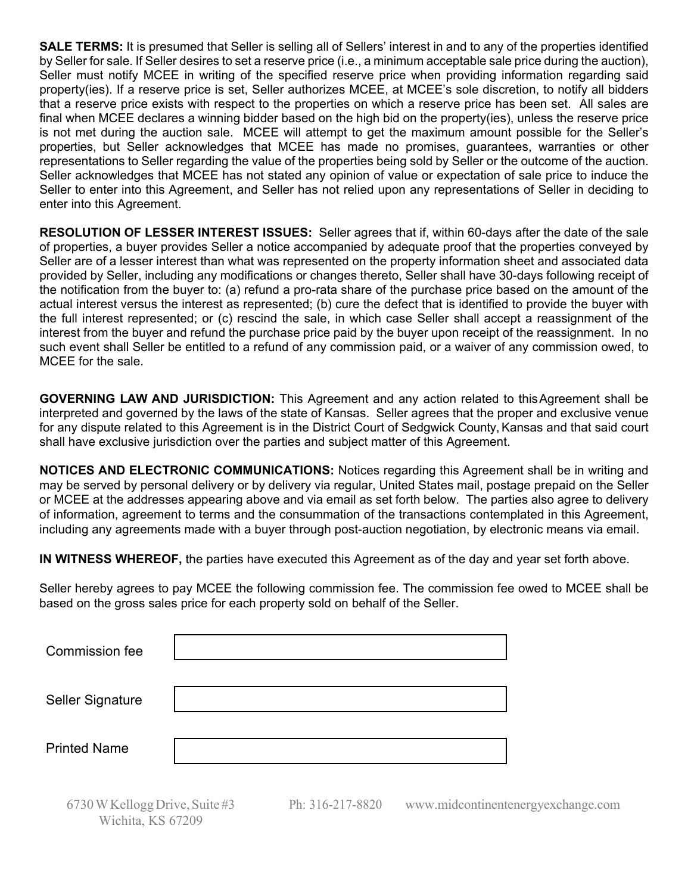**SALE TERMS:** It is presumed that Seller is selling all of Sellers' interest in and to any of the properties identified by Seller for sale. If Seller desires to set a reserve price (i.e., a minimum acceptable sale price during the auction), Seller must notify MCEE in writing of the specified reserve price when providing information regarding said property(ies). If a reserve price is set, Seller authorizes MCEE, at MCEE's sole discretion, to notify all bidders that a reserve price exists with respect to the properties on which a reserve price has been set. All sales are final when MCEE declares a winning bidder based on the high bid on the property(ies), unless the reserve price is not met during the auction sale. MCEE will attempt to get the maximum amount possible for the Seller's properties, but Seller acknowledges that MCEE has made no promises, guarantees, warranties or other representations to Seller regarding the value of the properties being sold by Seller or the outcome of the auction. Seller acknowledges that MCEE has not stated any opinion of value or expectation of sale price to induce the Seller to enter into this Agreement, and Seller has not relied upon any representations of Seller in deciding to enter into this Agreement.

**RESOLUTION OF LESSER INTEREST ISSUES:** Seller agrees that if, within 60-days after the date of the sale of properties, a buyer provides Seller a notice accompanied by adequate proof that the properties conveyed by Seller are of a lesser interest than what was represented on the property information sheet and associated data provided by Seller, including any modifications or changes thereto, Seller shall have 30-days following receipt of the notification from the buyer to: (a) refund a pro-rata share of the purchase price based on the amount of the actual interest versus the interest as represented; (b) cure the defect that is identified to provide the buyer with the full interest represented; or (c) rescind the sale, in which case Seller shall accept a reassignment of the interest from the buyer and refund the purchase price paid by the buyer upon receipt of the reassignment. In no such event shall Seller be entitled to a refund of any commission paid, or a waiver of any commission owed, to MCEE for the sale.

**GOVERNING LAW AND JURISDICTION:** This Agreement and any action related to this Agreement shall be interpreted and governed by the laws of the state of Kansas. Seller agrees that the proper and exclusive venue for any dispute related to this Agreement is in the District Court of Sedgwick County, Kansas and that said court shall have exclusive jurisdiction over the parties and subject matter of this Agreement.

**NOTICES AND ELECTRONIC COMMUNICATIONS:** Notices regarding this Agreement shall be in writing and may be served by personal delivery or by delivery via regular, United States mail, postage prepaid on the Seller or MCEE at the addresses appearing above and via email as set forth below. The parties also agree to delivery of information, agreement to terms and the consummation of the transactions contemplated in this Agreement, including any agreements made with a buyer through post-auction negotiation, by electronic means via email.

**IN WITNESS WHEREOF,** the parties have executed this Agreement as of the day and year set forth above.

Seller hereby agrees to pay MCEE the following commission fee. The commission fee owed to MCEE shall be based on the gross sales price for each property sold on behalf of the Seller.

Commission fee ____________________

Seller Signature ____________________

Printed Name ____________________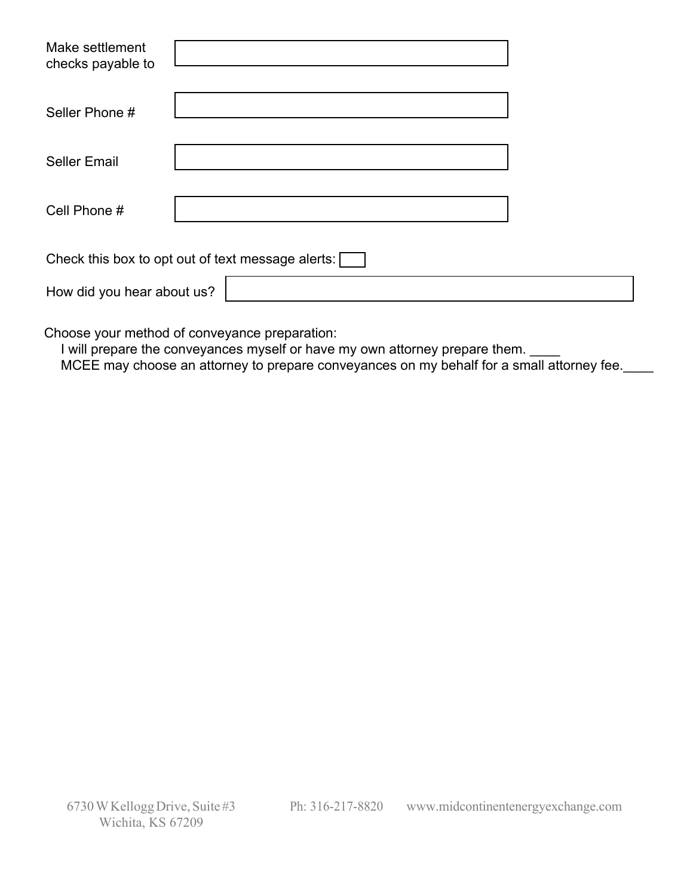Make settlement checks payable to ____________________

Seller Phone # ____________________

Seller Email ____________________

Cell Phone # ____________________

Check this box to opt out of text message alerts: [ ]

How did you hear about us? ____________________

Choose your method of conveyance preparation:

I will prepare the conveyances myself or have my own attorney prepare them. ____

MCEE may choose an attorney to prepare conveyances on my behalf for a small attorney fee.____

6730 W Kellogg Drive, Suite #3
Wichita, KS 67209

Ph: 316-217-8820

www.midcontinentenergyexchange.com